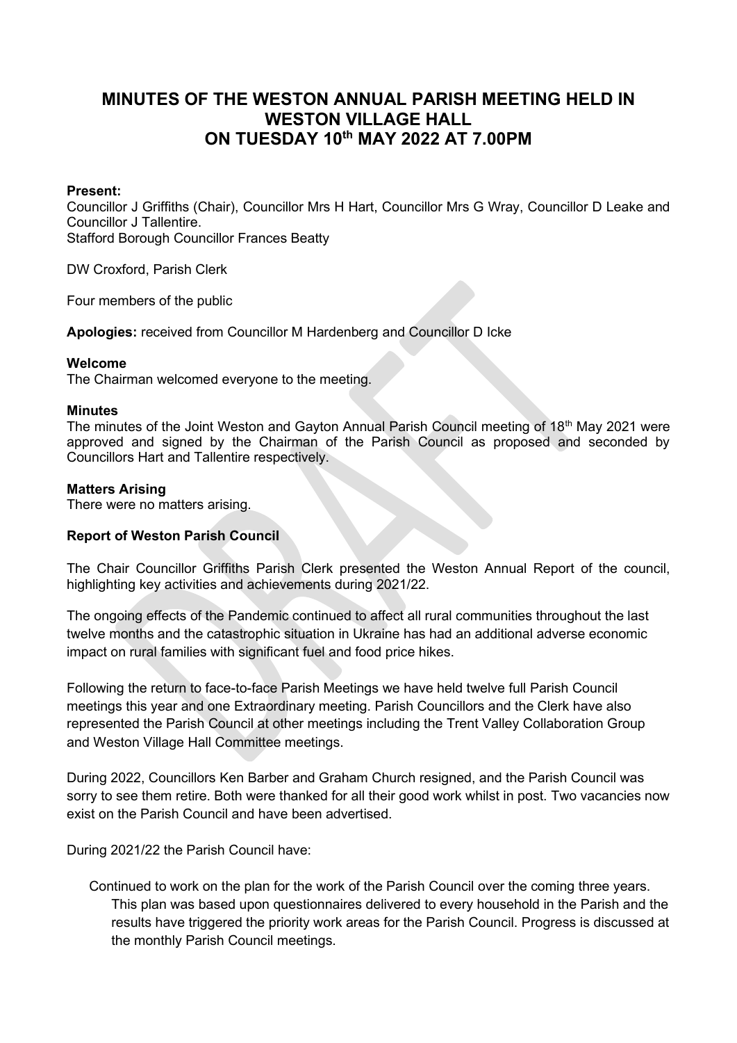# MINUTES OF THE WESTON ANNUAL PARISH MEETING HELD IN WESTON VILLAGE HALL ON TUESDAY 10th MAY 2022 AT 7.00PM

**Present:**
Councillor J Griffiths (Chair), Councillor Mrs H Hart, Councillor Mrs G Wray, Councillor D Leake and Councillor J Tallentire.
Stafford Borough Councillor Frances Beatty

DW Croxford, Parish Clerk

Four members of the public

**Apologies:** received from Councillor M Hardenberg and Councillor D Icke

**Welcome**
The Chairman welcomed everyone to the meeting.

**Minutes**
The minutes of the Joint Weston and Gayton Annual Parish Council meeting of 18th May 2021 were approved and signed by the Chairman of the Parish Council as proposed and seconded by Councillors Hart and Tallentire respectively.

**Matters Arising**
There were no matters arising.

**Report of Weston Parish Council**

The Chair Councillor Griffiths Parish Clerk presented the Weston Annual Report of the council, highlighting key activities and achievements during 2021/22.

The ongoing effects of the Pandemic continued to affect all rural communities throughout the last twelve months and the catastrophic situation in Ukraine has had an additional adverse economic impact on rural families with significant fuel and food price hikes.

Following the return to face-to-face Parish Meetings we have held twelve full Parish Council meetings this year and one Extraordinary meeting. Parish Councillors and the Clerk have also represented the Parish Council at other meetings including the Trent Valley Collaboration Group and Weston Village Hall Committee meetings.

During 2022, Councillors Ken Barber and Graham Church resigned, and the Parish Council was sorry to see them retire. Both were thanked for all their good work whilst in post. Two vacancies now exist on the Parish Council and have been advertised.

During 2021/22 the Parish Council have:

Continued to work on the plan for the work of the Parish Council over the coming three years. This plan was based upon questionnaires delivered to every household in the Parish and the results have triggered the priority work areas for the Parish Council. Progress is discussed at the monthly Parish Council meetings.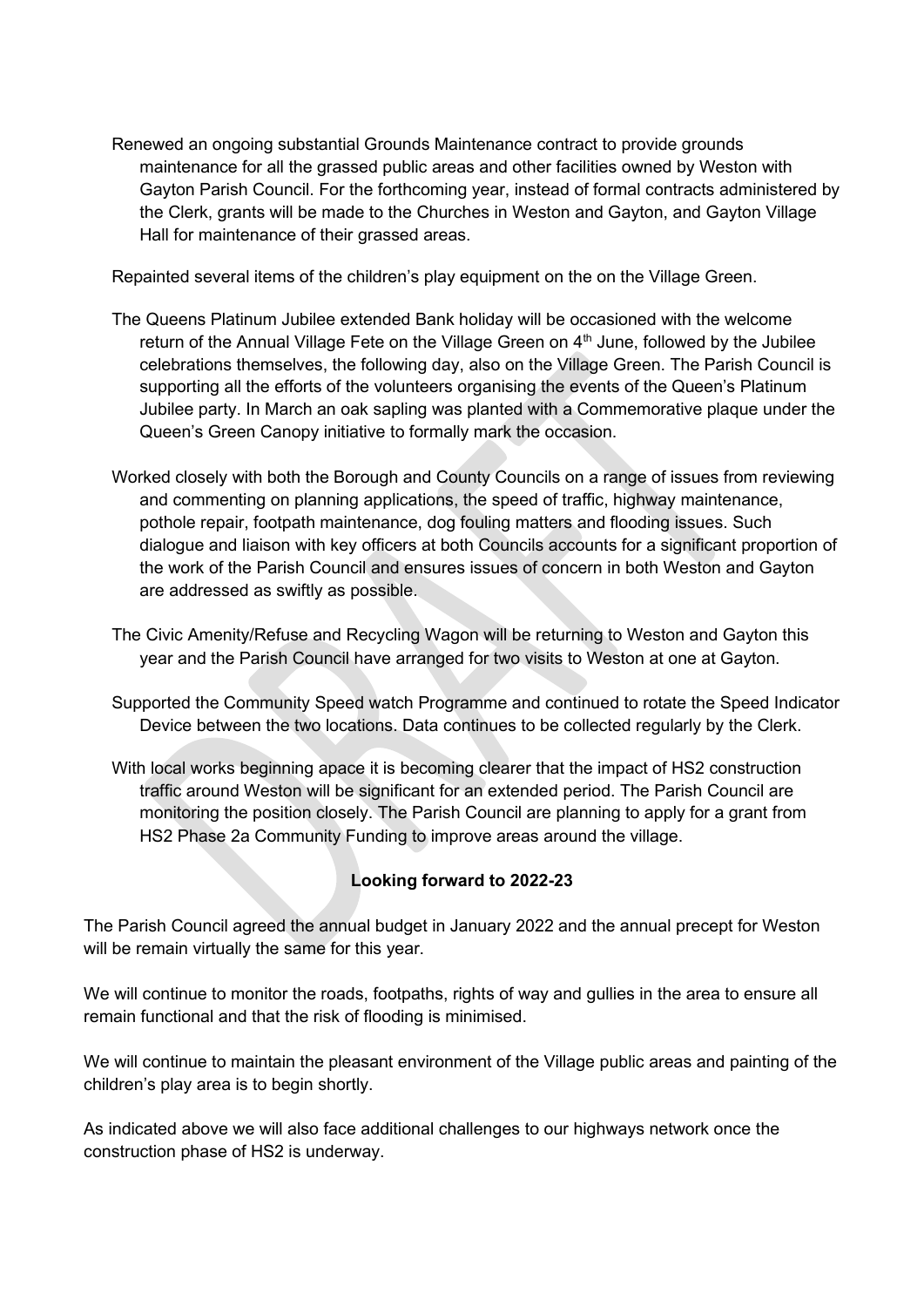Renewed an ongoing substantial Grounds Maintenance contract to provide grounds maintenance for all the grassed public areas and other facilities owned by Weston with Gayton Parish Council. For the forthcoming year, instead of formal contracts administered by the Clerk, grants will be made to the Churches in Weston and Gayton, and Gayton Village Hall for maintenance of their grassed areas.

Repainted several items of the children's play equipment on the on the Village Green.

The Queens Platinum Jubilee extended Bank holiday will be occasioned with the welcome return of the Annual Village Fete on the Village Green on 4th June, followed by the Jubilee celebrations themselves, the following day, also on the Village Green. The Parish Council is supporting all the efforts of the volunteers organising the events of the Queen's Platinum Jubilee party. In March an oak sapling was planted with a Commemorative plaque under the Queen's Green Canopy initiative to formally mark the occasion.

Worked closely with both the Borough and County Councils on a range of issues from reviewing and commenting on planning applications, the speed of traffic, highway maintenance, pothole repair, footpath maintenance, dog fouling matters and flooding issues. Such dialogue and liaison with key officers at both Councils accounts for a significant proportion of the work of the Parish Council and ensures issues of concern in both Weston and Gayton are addressed as swiftly as possible.

The Civic Amenity/Refuse and Recycling Wagon will be returning to Weston and Gayton this year and the Parish Council have arranged for two visits to Weston at one at Gayton.

Supported the Community Speed watch Programme and continued to rotate the Speed Indicator Device between the two locations. Data continues to be collected regularly by the Clerk.

With local works beginning apace it is becoming clearer that the impact of HS2 construction traffic around Weston will be significant for an extended period. The Parish Council are monitoring the position closely. The Parish Council are planning to apply for a grant from HS2 Phase 2a Community Funding to improve areas around the village.

**Looking forward to 2022-23**

The Parish Council agreed the annual budget in January 2022 and the annual precept for Weston will be remain virtually the same for this year.

We will continue to monitor the roads, footpaths, rights of way and gullies in the area to ensure all remain functional and that the risk of flooding is minimised.

We will continue to maintain the pleasant environment of the Village public areas and painting of the children's play area is to begin shortly.

As indicated above we will also face additional challenges to our highways network once the construction phase of HS2 is underway.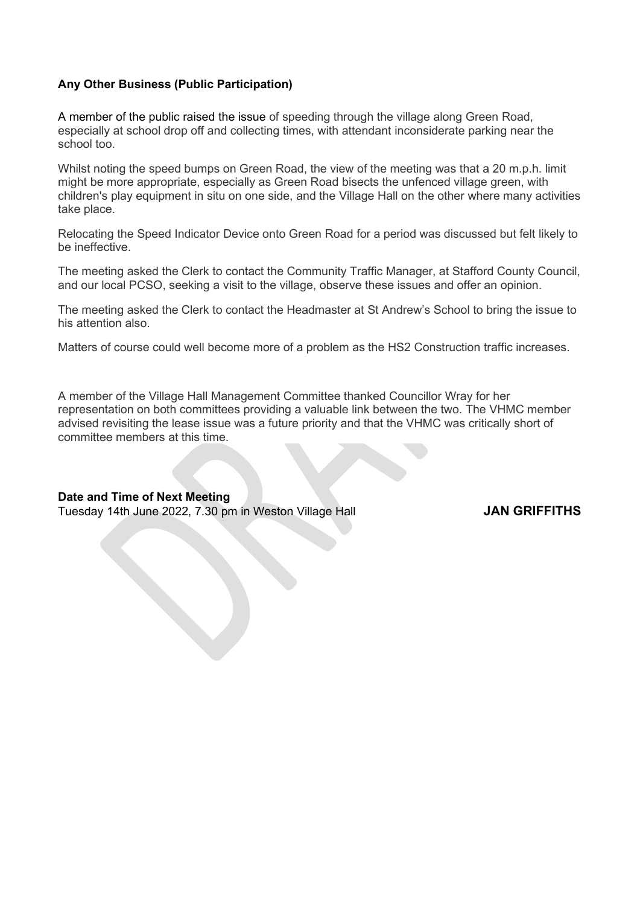**Any Other Business (Public Participation)**

A member of the public raised the issue of speeding through the village along Green Road, especially at school drop off and collecting times, with attendant inconsiderate parking near the school too.

Whilst noting the speed bumps on Green Road, the view of the meeting was that a 20 m.p.h. limit might be more appropriate, especially as Green Road bisects the unfenced village green, with children's play equipment in situ on one side, and the Village Hall on the other where many activities take place.

Relocating the Speed Indicator Device onto Green Road for a period was discussed but felt likely to be ineffective.

The meeting asked the Clerk to contact the Community Traffic Manager, at Stafford County Council, and our local PCSO, seeking a visit to the village, observe these issues and offer an opinion.

The meeting asked the Clerk to contact the Headmaster at St Andrew's School to bring the issue to his attention also.

Matters of course could well become more of a problem as the HS2 Construction traffic increases.

A member of the Village Hall Management Committee thanked Councillor Wray for her representation on both committees providing a valuable link between the two. The VHMC member advised revisiting the lease issue was a future priority and that the VHMC was critically short of committee members at this time.

**Date and Time of Next Meeting**

Tuesday 14th June 2022, 7.30 pm in Weston Village Hall

**JAN GRIFFITHS**